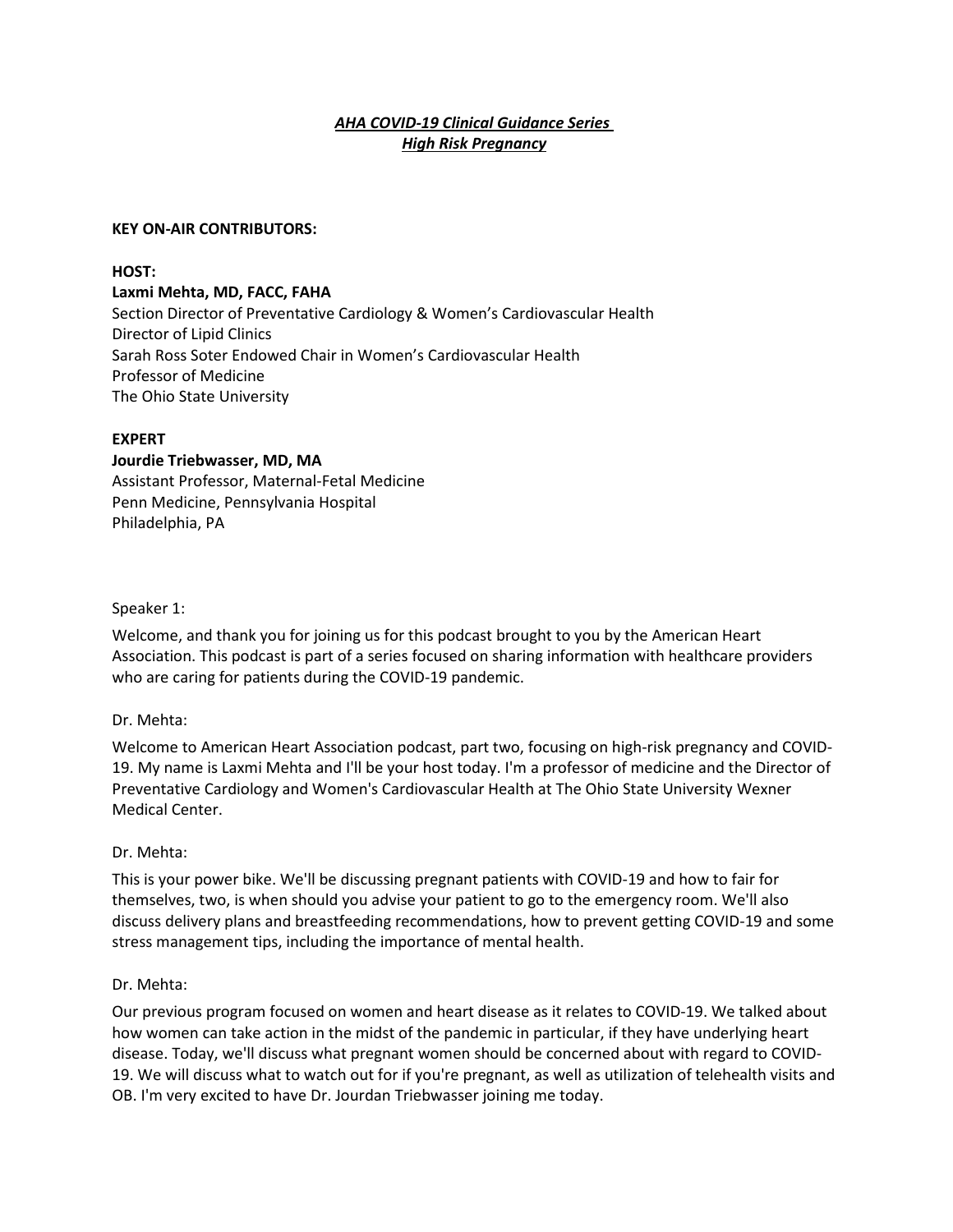***AHA COVID-19 Clinical Guidance Series***
***High Risk Pregnancy***

**KEY ON-AIR CONTRIBUTORS:**

**HOST:**
**Laxmi Mehta, MD, FACC, FAHA**
Section Director of Preventative Cardiology & Women's Cardiovascular Health
Director of Lipid Clinics
Sarah Ross Soter Endowed Chair in Women's Cardiovascular Health
Professor of Medicine
The Ohio State University

**EXPERT**
**Jourdie Triebwasser, MD, MA**
Assistant Professor, Maternal-Fetal Medicine
Penn Medicine, Pennsylvania Hospital
Philadelphia, PA

Speaker 1:

Welcome, and thank you for joining us for this podcast brought to you by the American Heart Association. This podcast is part of a series focused on sharing information with healthcare providers who are caring for patients during the COVID-19 pandemic.

Dr. Mehta:

Welcome to American Heart Association podcast, part two, focusing on high-risk pregnancy and COVID-19. My name is Laxmi Mehta and I'll be your host today. I'm a professor of medicine and the Director of Preventative Cardiology and Women's Cardiovascular Health at The Ohio State University Wexner Medical Center.

Dr. Mehta:

This is your power bike. We'll be discussing pregnant patients with COVID-19 and how to fair for themselves, two, is when should you advise your patient to go to the emergency room. We'll also discuss delivery plans and breastfeeding recommendations, how to prevent getting COVID-19 and some stress management tips, including the importance of mental health.

Dr. Mehta:

Our previous program focused on women and heart disease as it relates to COVID-19. We talked about how women can take action in the midst of the pandemic in particular, if they have underlying heart disease. Today, we'll discuss what pregnant women should be concerned about with regard to COVID-19. We will discuss what to watch out for if you're pregnant, as well as utilization of telehealth visits and OB. I'm very excited to have Dr. Jourdan Triebwasser joining me today.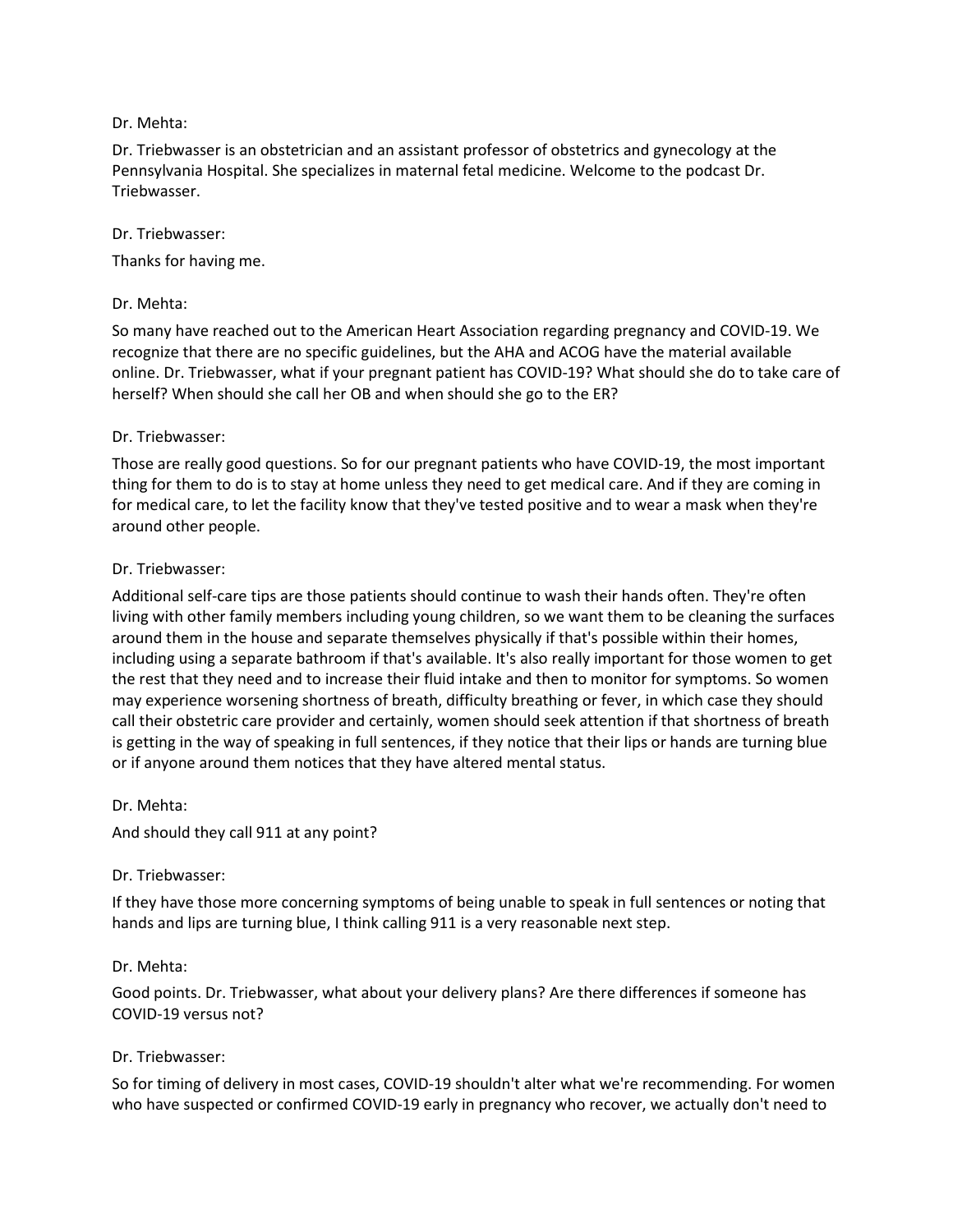Dr. Mehta:

Dr. Triebwasser is an obstetrician and an assistant professor of obstetrics and gynecology at the Pennsylvania Hospital. She specializes in maternal fetal medicine. Welcome to the podcast Dr. Triebwasser.

Dr. Triebwasser:

Thanks for having me.

Dr. Mehta:

So many have reached out to the American Heart Association regarding pregnancy and COVID-19. We recognize that there are no specific guidelines, but the AHA and ACOG have the material available online. Dr. Triebwasser, what if your pregnant patient has COVID-19? What should she do to take care of herself? When should she call her OB and when should she go to the ER?

Dr. Triebwasser:

Those are really good questions. So for our pregnant patients who have COVID-19, the most important thing for them to do is to stay at home unless they need to get medical care. And if they are coming in for medical care, to let the facility know that they've tested positive and to wear a mask when they're around other people.

Dr. Triebwasser:

Additional self-care tips are those patients should continue to wash their hands often. They're often living with other family members including young children, so we want them to be cleaning the surfaces around them in the house and separate themselves physically if that's possible within their homes, including using a separate bathroom if that's available. It's also really important for those women to get the rest that they need and to increase their fluid intake and then to monitor for symptoms. So women may experience worsening shortness of breath, difficulty breathing or fever, in which case they should call their obstetric care provider and certainly, women should seek attention if that shortness of breath is getting in the way of speaking in full sentences, if they notice that their lips or hands are turning blue or if anyone around them notices that they have altered mental status.

Dr. Mehta:

And should they call 911 at any point?

Dr. Triebwasser:

If they have those more concerning symptoms of being unable to speak in full sentences or noting that hands and lips are turning blue, I think calling 911 is a very reasonable next step.

Dr. Mehta:

Good points. Dr. Triebwasser, what about your delivery plans? Are there differences if someone has COVID-19 versus not?

Dr. Triebwasser:

So for timing of delivery in most cases, COVID-19 shouldn't alter what we're recommending. For women who have suspected or confirmed COVID-19 early in pregnancy who recover, we actually don't need to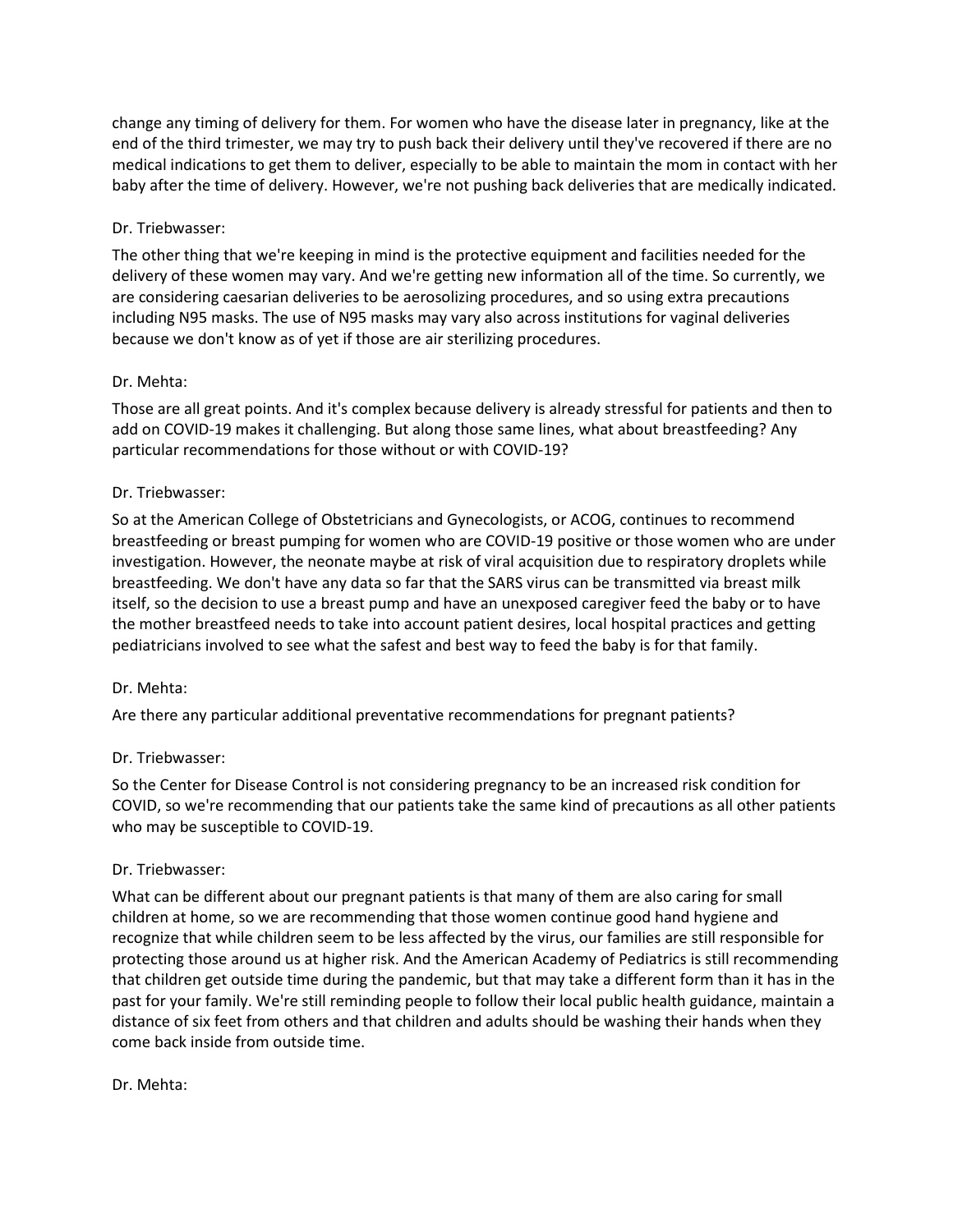change any timing of delivery for them. For women who have the disease later in pregnancy, like at the end of the third trimester, we may try to push back their delivery until they've recovered if there are no medical indications to get them to deliver, especially to be able to maintain the mom in contact with her baby after the time of delivery. However, we're not pushing back deliveries that are medically indicated.

Dr. Triebwasser:

The other thing that we're keeping in mind is the protective equipment and facilities needed for the delivery of these women may vary. And we're getting new information all of the time. So currently, we are considering caesarian deliveries to be aerosolizing procedures, and so using extra precautions including N95 masks. The use of N95 masks may vary also across institutions for vaginal deliveries because we don't know as of yet if those are air sterilizing procedures.

Dr. Mehta:

Those are all great points. And it's complex because delivery is already stressful for patients and then to add on COVID-19 makes it challenging. But along those same lines, what about breastfeeding? Any particular recommendations for those without or with COVID-19?

Dr. Triebwasser:

So at the American College of Obstetricians and Gynecologists, or ACOG, continues to recommend breastfeeding or breast pumping for women who are COVID-19 positive or those women who are under investigation. However, the neonate maybe at risk of viral acquisition due to respiratory droplets while breastfeeding. We don't have any data so far that the SARS virus can be transmitted via breast milk itself, so the decision to use a breast pump and have an unexposed caregiver feed the baby or to have the mother breastfeed needs to take into account patient desires, local hospital practices and getting pediatricians involved to see what the safest and best way to feed the baby is for that family.

Dr. Mehta:

Are there any particular additional preventative recommendations for pregnant patients?

Dr. Triebwasser:

So the Center for Disease Control is not considering pregnancy to be an increased risk condition for COVID, so we're recommending that our patients take the same kind of precautions as all other patients who may be susceptible to COVID-19.

Dr. Triebwasser:

What can be different about our pregnant patients is that many of them are also caring for small children at home, so we are recommending that those women continue good hand hygiene and recognize that while children seem to be less affected by the virus, our families are still responsible for protecting those around us at higher risk. And the American Academy of Pediatrics is still recommending that children get outside time during the pandemic, but that may take a different form than it has in the past for your family. We're still reminding people to follow their local public health guidance, maintain a distance of six feet from others and that children and adults should be washing their hands when they come back inside from outside time.

Dr. Mehta: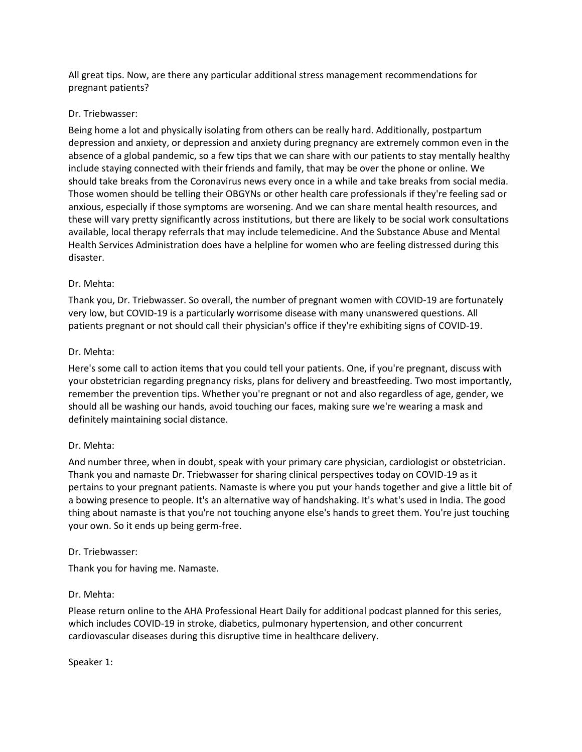All great tips. Now, are there any particular additional stress management recommendations for pregnant patients?

Dr. Triebwasser:

Being home a lot and physically isolating from others can be really hard. Additionally, postpartum depression and anxiety, or depression and anxiety during pregnancy are extremely common even in the absence of a global pandemic, so a few tips that we can share with our patients to stay mentally healthy include staying connected with their friends and family, that may be over the phone or online. We should take breaks from the Coronavirus news every once in a while and take breaks from social media. Those women should be telling their OBGYNs or other health care professionals if they're feeling sad or anxious, especially if those symptoms are worsening. And we can share mental health resources, and these will vary pretty significantly across institutions, but there are likely to be social work consultations available, local therapy referrals that may include telemedicine. And the Substance Abuse and Mental Health Services Administration does have a helpline for women who are feeling distressed during this disaster.

Dr. Mehta:

Thank you, Dr. Triebwasser. So overall, the number of pregnant women with COVID-19 are fortunately very low, but COVID-19 is a particularly worrisome disease with many unanswered questions. All patients pregnant or not should call their physician's office if they're exhibiting signs of COVID-19.

Dr. Mehta:

Here's some call to action items that you could tell your patients. One, if you're pregnant, discuss with your obstetrician regarding pregnancy risks, plans for delivery and breastfeeding. Two most importantly, remember the prevention tips. Whether you're pregnant or not and also regardless of age, gender, we should all be washing our hands, avoid touching our faces, making sure we're wearing a mask and definitely maintaining social distance.

Dr. Mehta:

And number three, when in doubt, speak with your primary care physician, cardiologist or obstetrician. Thank you and namaste Dr. Triebwasser for sharing clinical perspectives today on COVID-19 as it pertains to your pregnant patients. Namaste is where you put your hands together and give a little bit of a bowing presence to people. It's an alternative way of handshaking. It's what's used in India. The good thing about namaste is that you're not touching anyone else's hands to greet them. You're just touching your own. So it ends up being germ-free.

Dr. Triebwasser:

Thank you for having me. Namaste.

Dr. Mehta:

Please return online to the AHA Professional Heart Daily for additional podcast planned for this series, which includes COVID-19 in stroke, diabetics, pulmonary hypertension, and other concurrent cardiovascular diseases during this disruptive time in healthcare delivery.

Speaker 1: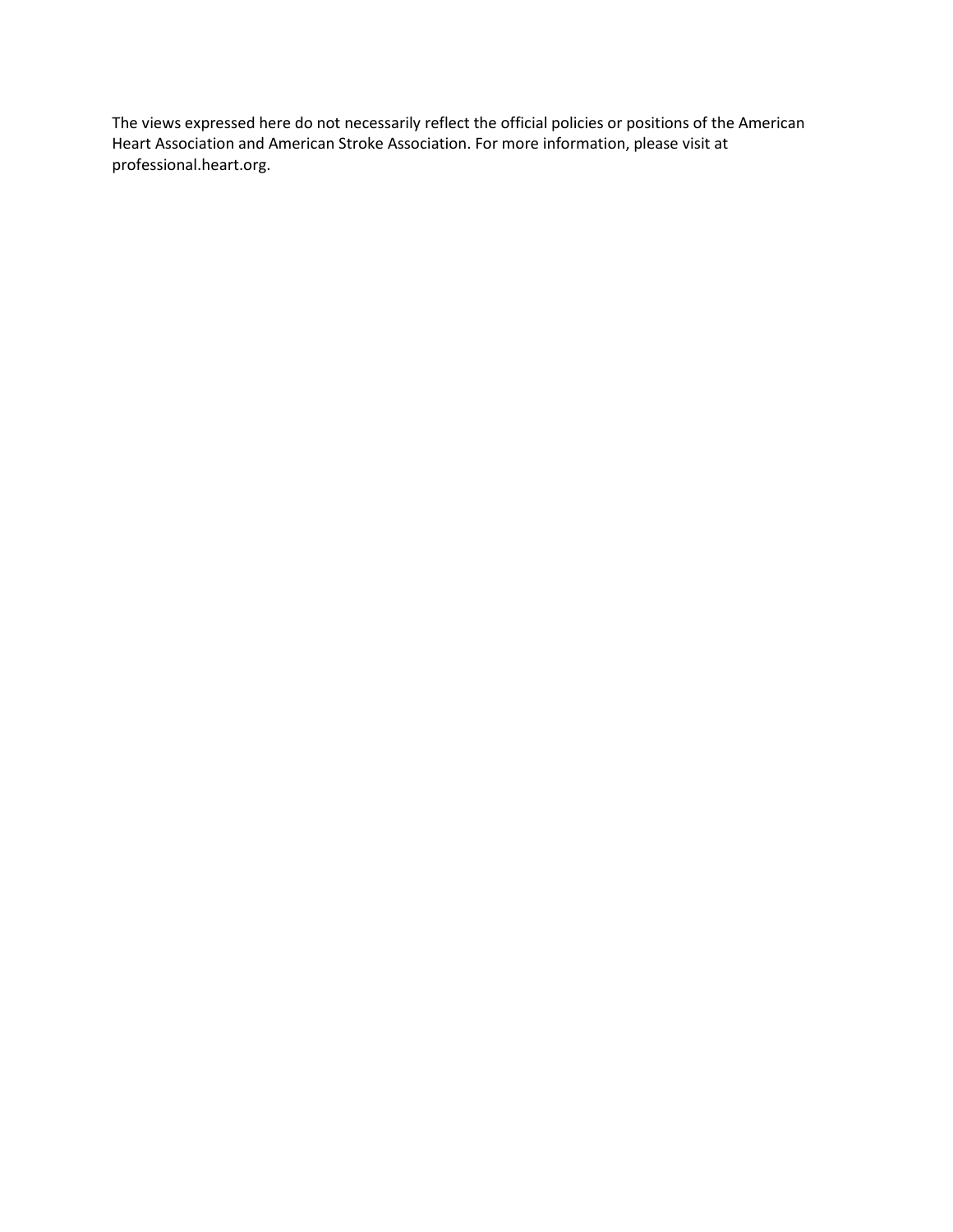The views expressed here do not necessarily reflect the official policies or positions of the American Heart Association and American Stroke Association. For more information, please visit at professional.heart.org.